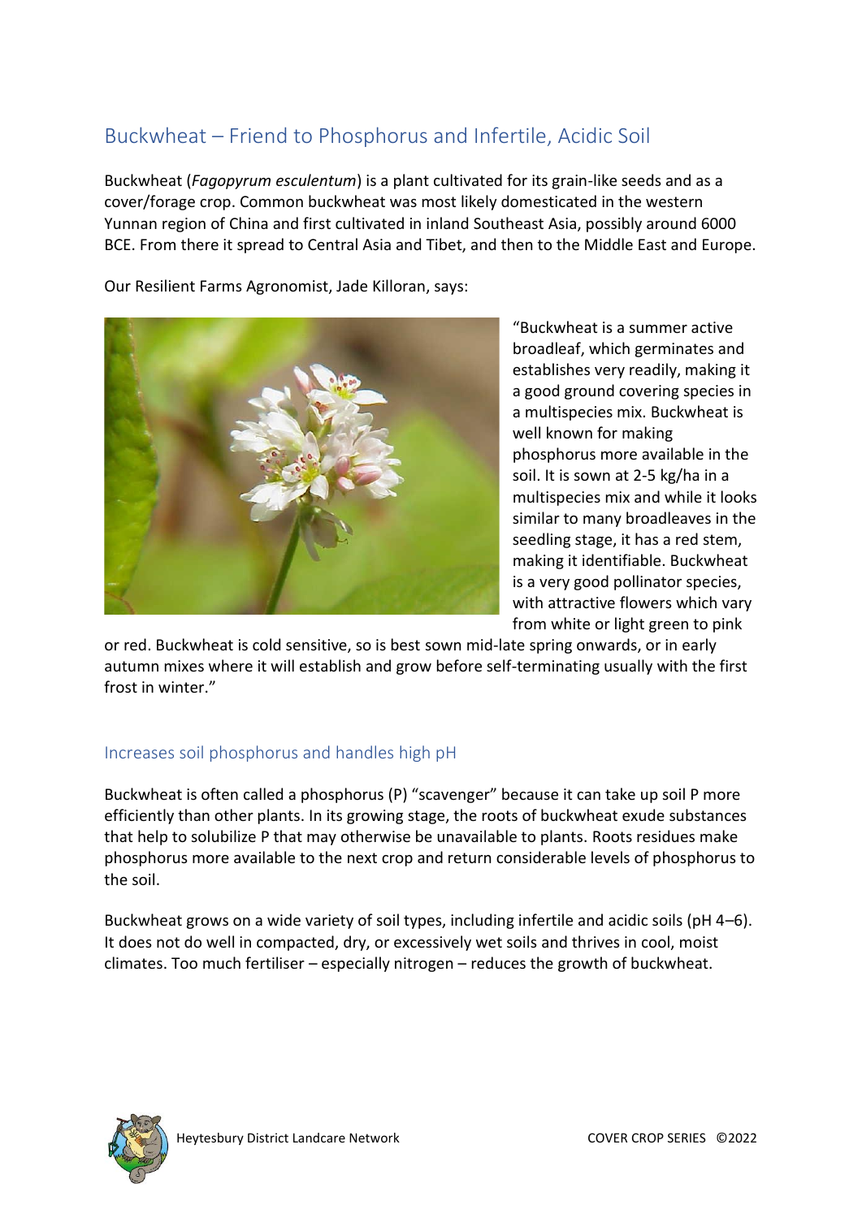# Buckwheat – Friend to Phosphorus and Infertile, Acidic Soil

Buckwheat (*Fagopyrum esculentum*) is a plant cultivated for its grain-like seeds and as a cover/forage crop. Common buckwheat was most likely domesticated in the western Yunnan region of China and first cultivated in inland Southeast Asia, possibly around 6000 BCE. From there it spread to Central Asia and Tibet, and then to the Middle East and Europe.

Our Resilient Farms Agronomist, Jade Killoran, says:

"Buckwheat is a summer active broadleaf, which germinates and establishes very readily, making it a good ground covering species in a multispecies mix. Buckwheat is well known for making phosphorus more available in the soil. It is sown at 2-5 kg/ha in a multispecies mix and while it looks similar to many broadleaves in the seedling stage, it has a red stem, making it identifiable. Buckwheat is a very good pollinator species, with attractive flowers which vary from white or light green to pink or red. Buckwheat is cold sensitive, so is best sown mid-late spring onwards, or in early autumn mixes where it will establish and grow before self-terminating usually with the first frost in winter."

## Increases soil phosphorus and handles high pH

Buckwheat is often called a phosphorus (P) "scavenger" because it can take up soil P more efficiently than other plants. In its growing stage, the roots of buckwheat exude substances that help to solubilize P that may otherwise be unavailable to plants. Roots residues make phosphorus more available to the next crop and return considerable levels of phosphorus to the soil.

Buckwheat grows on a wide variety of soil types, including infertile and acidic soils (pH 4–6). It does not do well in compacted, dry, or excessively wet soils and thrives in cool, moist climates. Too much fertiliser – especially nitrogen – reduces the growth of buckwheat.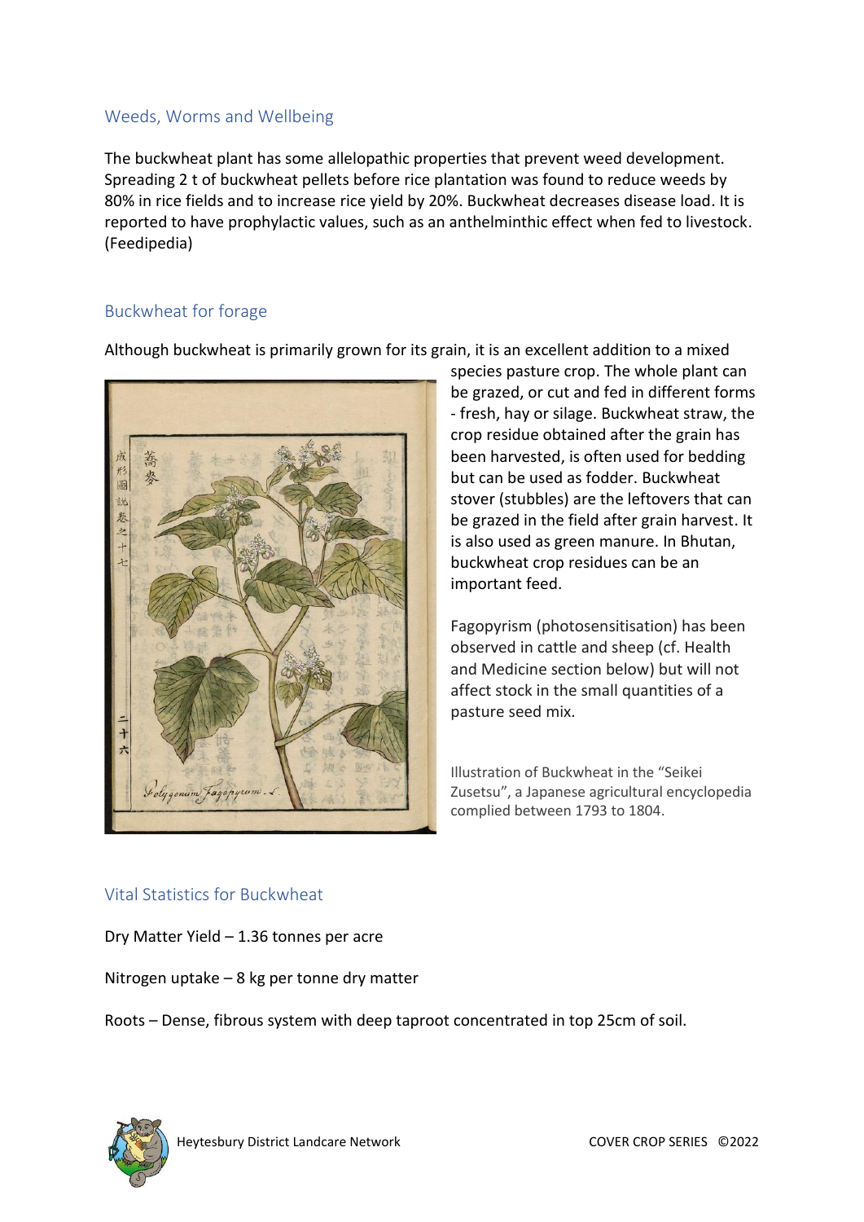## Weeds, Worms and Wellbeing

The buckwheat plant has some allelopathic properties that prevent weed development. Spreading 2 t of buckwheat pellets before rice plantation was found to reduce weeds by 80% in rice fields and to increase rice yield by 20%. Buckwheat decreases disease load. It is reported to have prophylactic values, such as an anthelminthic effect when fed to livestock. (Feedipedia)

## Buckwheat for forage

Although buckwheat is primarily grown for its grain, it is an excellent addition to a mixed species pasture crop. The whole plant can be grazed, or cut and fed in different forms - fresh, hay or silage. Buckwheat straw, the crop residue obtained after the grain has been harvested, is often used for bedding but can be used as fodder. Buckwheat stover (stubbles) are the leftovers that can be grazed in the field after grain harvest. It is also used as green manure. In Bhutan, buckwheat crop residues can be an important feed.

Fagopyrism (photosensitisation) has been observed in cattle and sheep (cf. Health and Medicine section below) but will not affect stock in the small quantities of a pasture seed mix.

Illustration of Buckwheat in the "Seikei Zusetsu", a Japanese agricultural encyclopedia complied between 1793 to 1804.

## Vital Statistics for Buckwheat

Dry Matter Yield – 1.36 tonnes per acre

Nitrogen uptake – 8 kg per tonne dry matter

Roots – Dense, fibrous system with deep taproot concentrated in top 25cm of soil.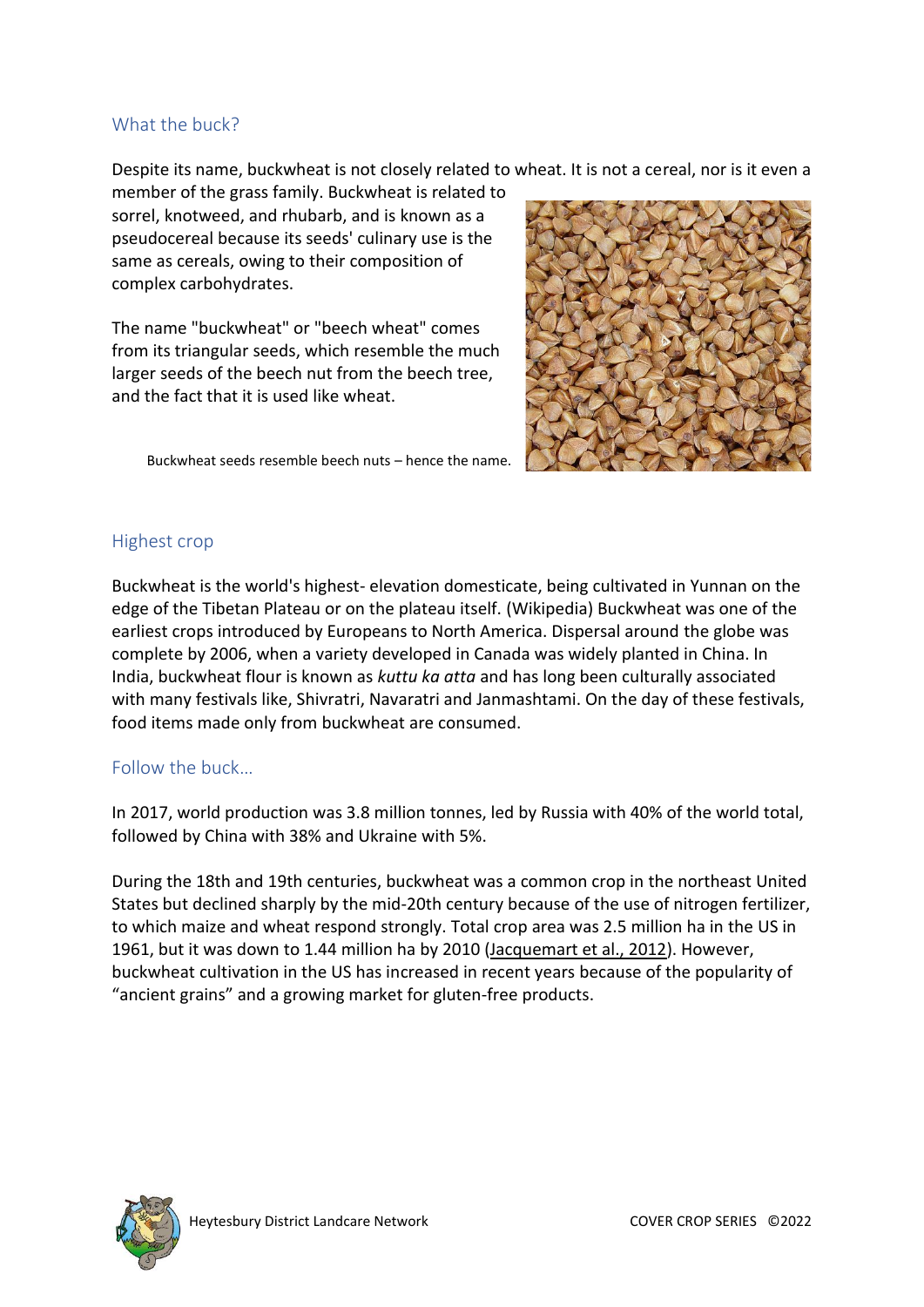## What the buck?

Despite its name, buckwheat is not closely related to wheat. It is not a cereal, nor is it even a member of the grass family. Buckwheat is related to sorrel, knotweed, and rhubarb, and is known as a pseudocereal because its seeds' culinary use is the same as cereals, owing to their composition of complex carbohydrates.

The name "buckwheat" or "beech wheat" comes from its triangular seeds, which resemble the much larger seeds of the beech nut from the beech tree, and the fact that it is used like wheat.

Buckwheat seeds resemble beech nuts – hence the name.

## Highest crop

Buckwheat is the world's highest- elevation domesticate, being cultivated in Yunnan on the edge of the Tibetan Plateau or on the plateau itself. (Wikipedia) Buckwheat was one of the earliest crops introduced by Europeans to North America. Dispersal around the globe was complete by 2006, when a variety developed in Canada was widely planted in China. In India, buckwheat flour is known as *kuttu ka atta* and has long been culturally associated with many festivals like, Shivratri, Navaratri and Janmashtami. On the day of these festivals, food items made only from buckwheat are consumed.

## Follow the buck…

In 2017, world production was 3.8 million tonnes, led by Russia with 40% of the world total, followed by China with 38% and Ukraine with 5%.

During the 18th and 19th centuries, buckwheat was a common crop in the northeast United States but declined sharply by the mid-20th century because of the use of nitrogen fertilizer, to which maize and wheat respond strongly. Total crop area was 2.5 million ha in the US in 1961, but it was down to 1.44 million ha by 2010 (Jacquemart et al., 2012). However, buckwheat cultivation in the US has increased in recent years because of the popularity of "ancient grains" and a growing market for gluten-free products.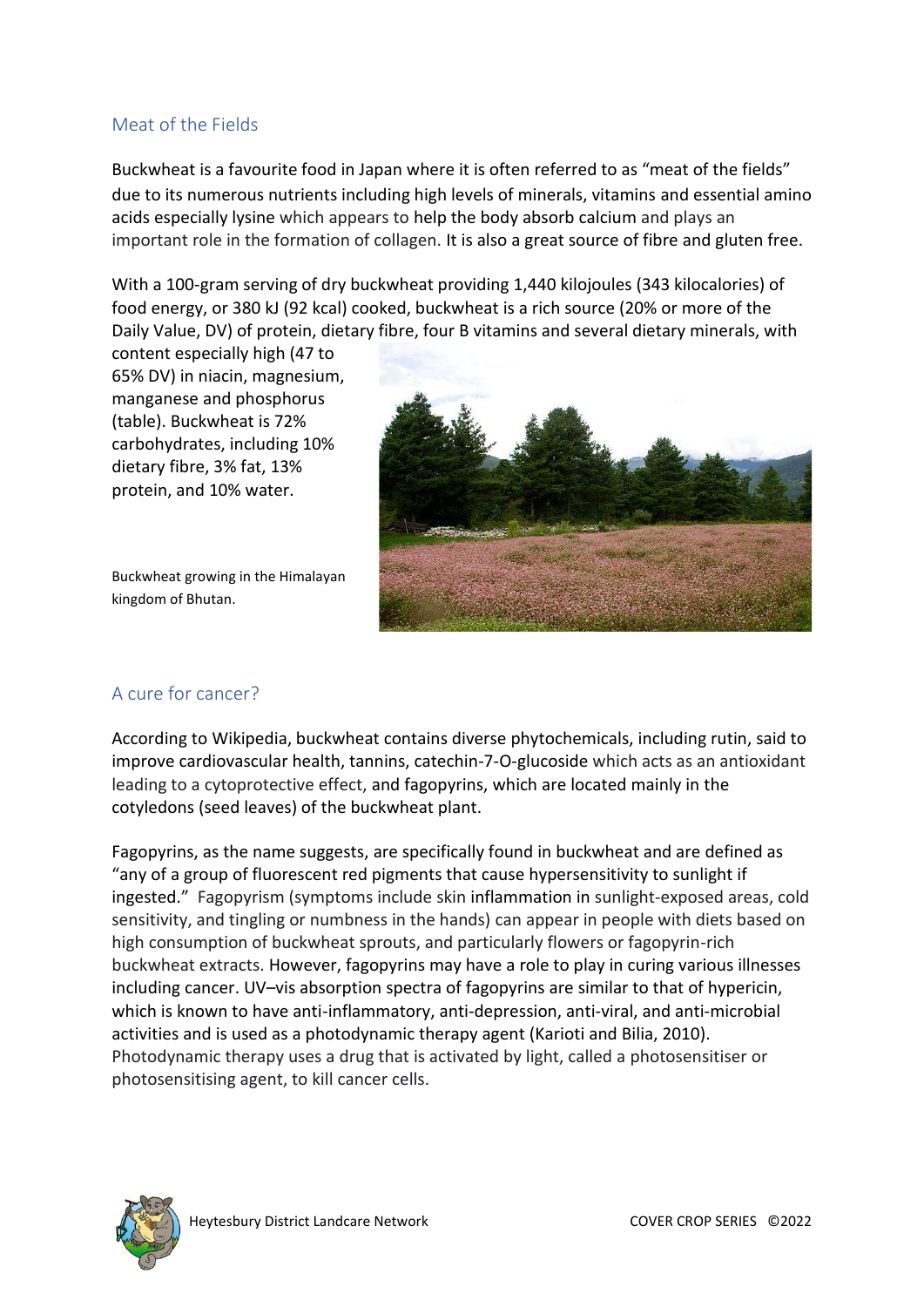## Meat of the Fields

Buckwheat is a favourite food in Japan where it is often referred to as "meat of the fields" due to its numerous nutrients including high levels of minerals, vitamins and essential amino acids especially lysine which appears to help the body absorb calcium and plays an important role in the formation of collagen. It is also a great source of fibre and gluten free.

With a 100-gram serving of dry buckwheat providing 1,440 kilojoules (343 kilocalories) of food energy, or 380 kJ (92 kcal) cooked, buckwheat is a rich source (20% or more of the Daily Value, DV) of protein, dietary fibre, four B vitamins and several dietary minerals, with content especially high (47 to 65% DV) in niacin, magnesium, manganese and phosphorus (table). Buckwheat is 72% carbohydrates, including 10% dietary fibre, 3% fat, 13% protein, and 10% water.

Buckwheat growing in the Himalayan kingdom of Bhutan.

## A cure for cancer?

According to Wikipedia, buckwheat contains diverse phytochemicals, including rutin, said to improve cardiovascular health, tannins, catechin-7-O-glucoside which acts as an antioxidant leading to a cytoprotective effect, and fagopyrins, which are located mainly in the cotyledons (seed leaves) of the buckwheat plant.

Fagopyrins, as the name suggests, are specifically found in buckwheat and are defined as "any of a group of fluorescent red pigments that cause hypersensitivity to sunlight if ingested." Fagopyrism (symptoms include skin inflammation in sunlight-exposed areas, cold sensitivity, and tingling or numbness in the hands) can appear in people with diets based on high consumption of buckwheat sprouts, and particularly flowers or fagopyrin-rich buckwheat extracts. However, fagopyrins may have a role to play in curing various illnesses including cancer. UV–vis absorption spectra of fagopyrins are similar to that of hypericin, which is known to have anti-inflammatory, anti-depression, anti-viral, and anti-microbial activities and is used as a photodynamic therapy agent (Karioti and Bilia, 2010). Photodynamic therapy uses a drug that is activated by light, called a photosensitiser or photosensitising agent, to kill cancer cells.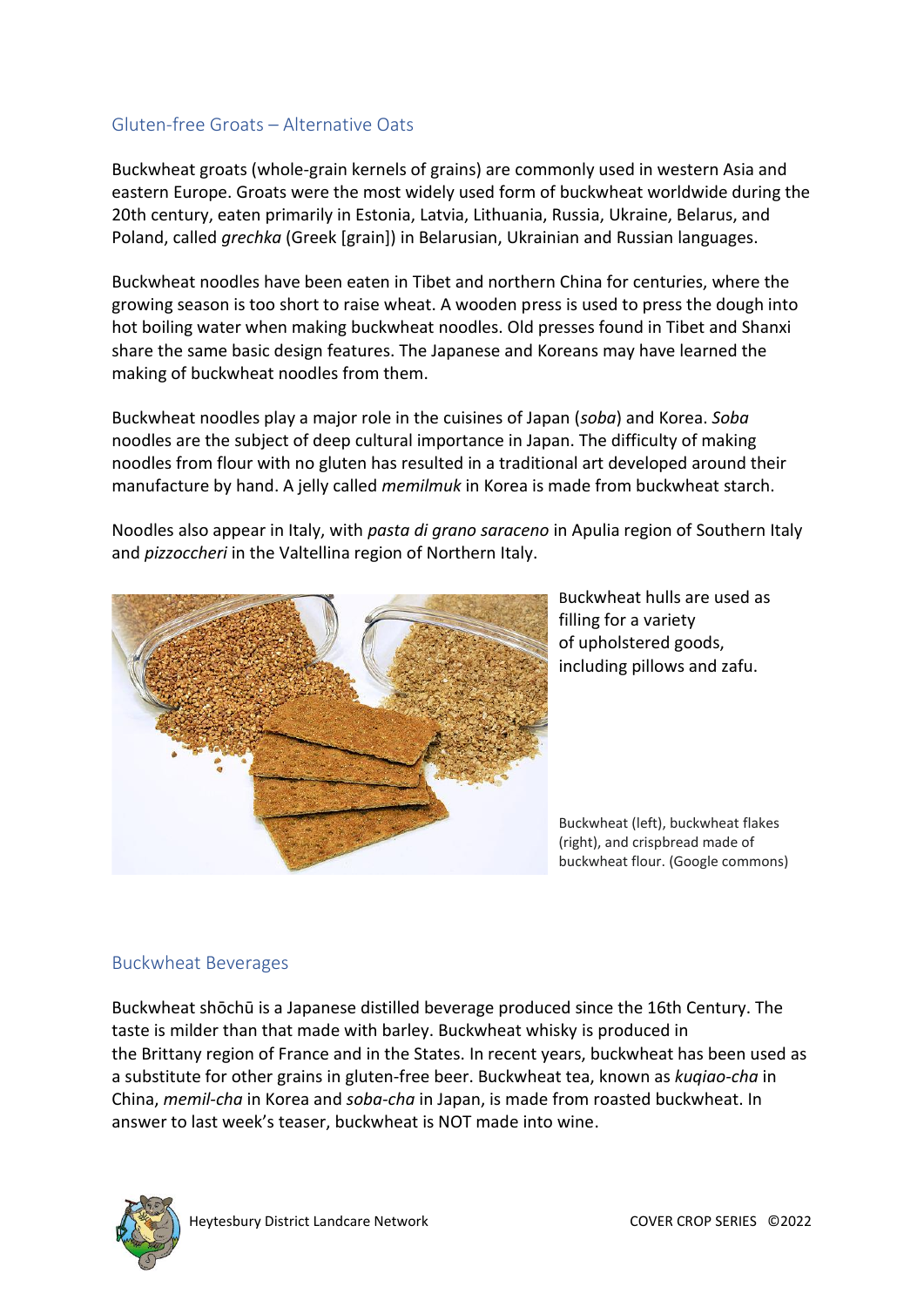## Gluten-free Groats – Alternative Oats

Buckwheat groats (whole-grain kernels of grains) are commonly used in western Asia and eastern Europe. Groats were the most widely used form of buckwheat worldwide during the 20th century, eaten primarily in Estonia, Latvia, Lithuania, Russia, Ukraine, Belarus, and Poland, called *grechka* (Greek [grain]) in Belarusian, Ukrainian and Russian languages.

Buckwheat noodles have been eaten in Tibet and northern China for centuries, where the growing season is too short to raise wheat. A wooden press is used to press the dough into hot boiling water when making buckwheat noodles. Old presses found in Tibet and Shanxi share the same basic design features. The Japanese and Koreans may have learned the making of buckwheat noodles from them.

Buckwheat noodles play a major role in the cuisines of Japan (*soba*) and Korea. *Soba* noodles are the subject of deep cultural importance in Japan. The difficulty of making noodles from flour with no gluten has resulted in a traditional art developed around their manufacture by hand. A jelly called *memilmuk* in Korea is made from buckwheat starch.

Noodles also appear in Italy, with *pasta di grano saraceno* in Apulia region of Southern Italy and *pizzoccheri* in the Valtellina region of Northern Italy.

Buckwheat hulls are used as filling for a variety of upholstered goods, including pillows and zafu.

Buckwheat (left), buckwheat flakes (right), and crispbread made of buckwheat flour. (Google commons)

## Buckwheat Beverages

Buckwheat shōchū is a Japanese distilled beverage produced since the 16th Century. The taste is milder than that made with barley. Buckwheat whisky is produced in the Brittany region of France and in the States. In recent years, buckwheat has been used as a substitute for other grains in gluten-free beer. Buckwheat tea, known as *kuqiao-cha* in China, *memil-cha* in Korea and *soba-cha* in Japan, is made from roasted buckwheat. In answer to last week's teaser, buckwheat is NOT made into wine.